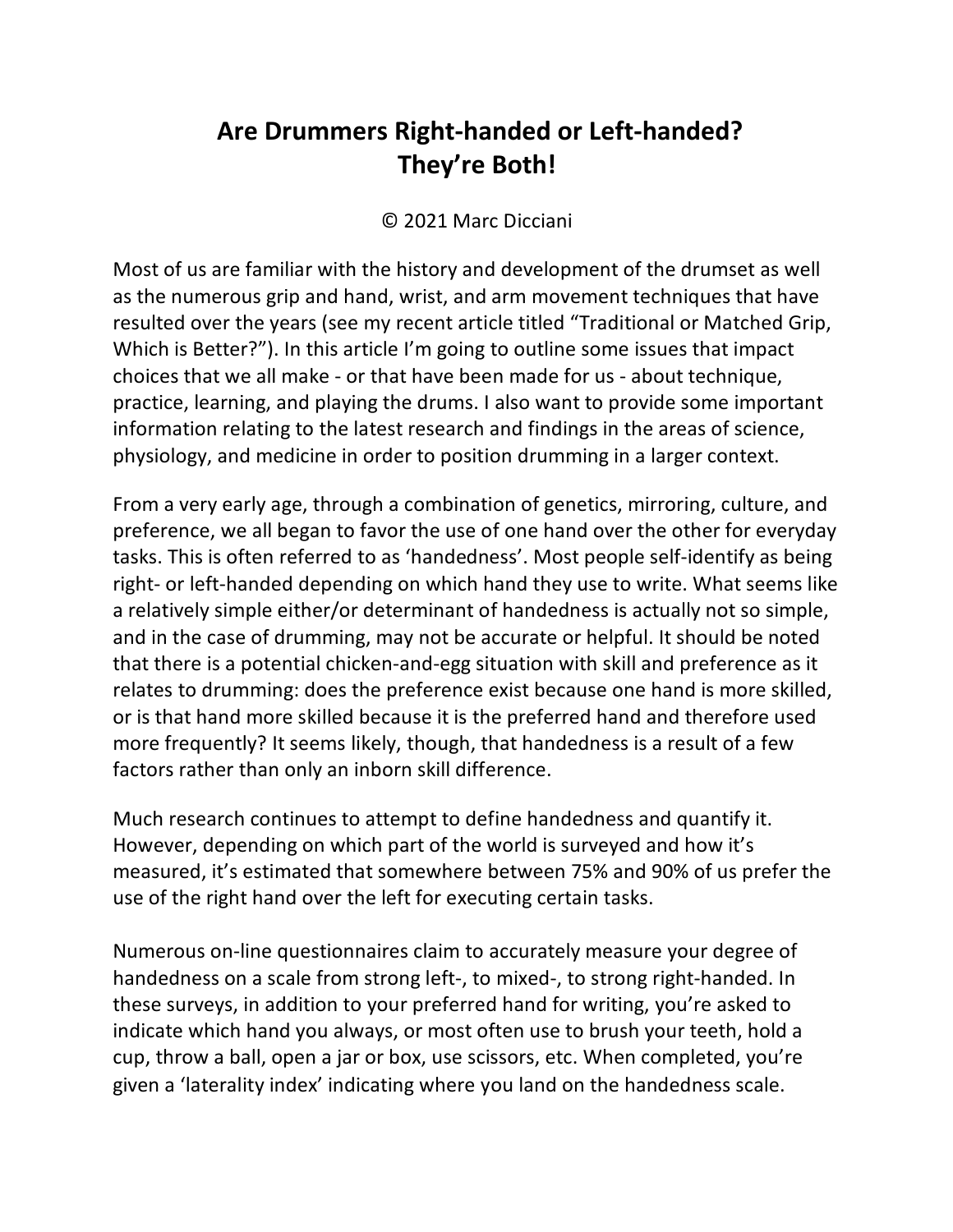# Are Drummers Right-handed or Left-handed?
# They're Both!

© 2021 Marc Dicciani

Most of us are familiar with the history and development of the drumset as well as the numerous grip and hand, wrist, and arm movement techniques that have resulted over the years (see my recent article titled "Traditional or Matched Grip, Which is Better?"). In this article I'm going to outline some issues that impact choices that we all make - or that have been made for us - about technique, practice, learning, and playing the drums. I also want to provide some important information relating to the latest research and findings in the areas of science, physiology, and medicine in order to position drumming in a larger context.

From a very early age, through a combination of genetics, mirroring, culture, and preference, we all began to favor the use of one hand over the other for everyday tasks. This is often referred to as 'handedness'. Most people self-identify as being right- or left-handed depending on which hand they use to write. What seems like a relatively simple either/or determinant of handedness is actually not so simple, and in the case of drumming, may not be accurate or helpful. It should be noted that there is a potential chicken-and-egg situation with skill and preference as it relates to drumming: does the preference exist because one hand is more skilled, or is that hand more skilled because it is the preferred hand and therefore used more frequently? It seems likely, though, that handedness is a result of a few factors rather than only an inborn skill difference.

Much research continues to attempt to define handedness and quantify it. However, depending on which part of the world is surveyed and how it's measured, it's estimated that somewhere between 75% and 90% of us prefer the use of the right hand over the left for executing certain tasks.

Numerous on-line questionnaires claim to accurately measure your degree of handedness on a scale from strong left-, to mixed-, to strong right-handed. In these surveys, in addition to your preferred hand for writing, you're asked to indicate which hand you always, or most often use to brush your teeth, hold a cup, throw a ball, open a jar or box, use scissors, etc. When completed, you're given a 'laterality index' indicating where you land on the handedness scale.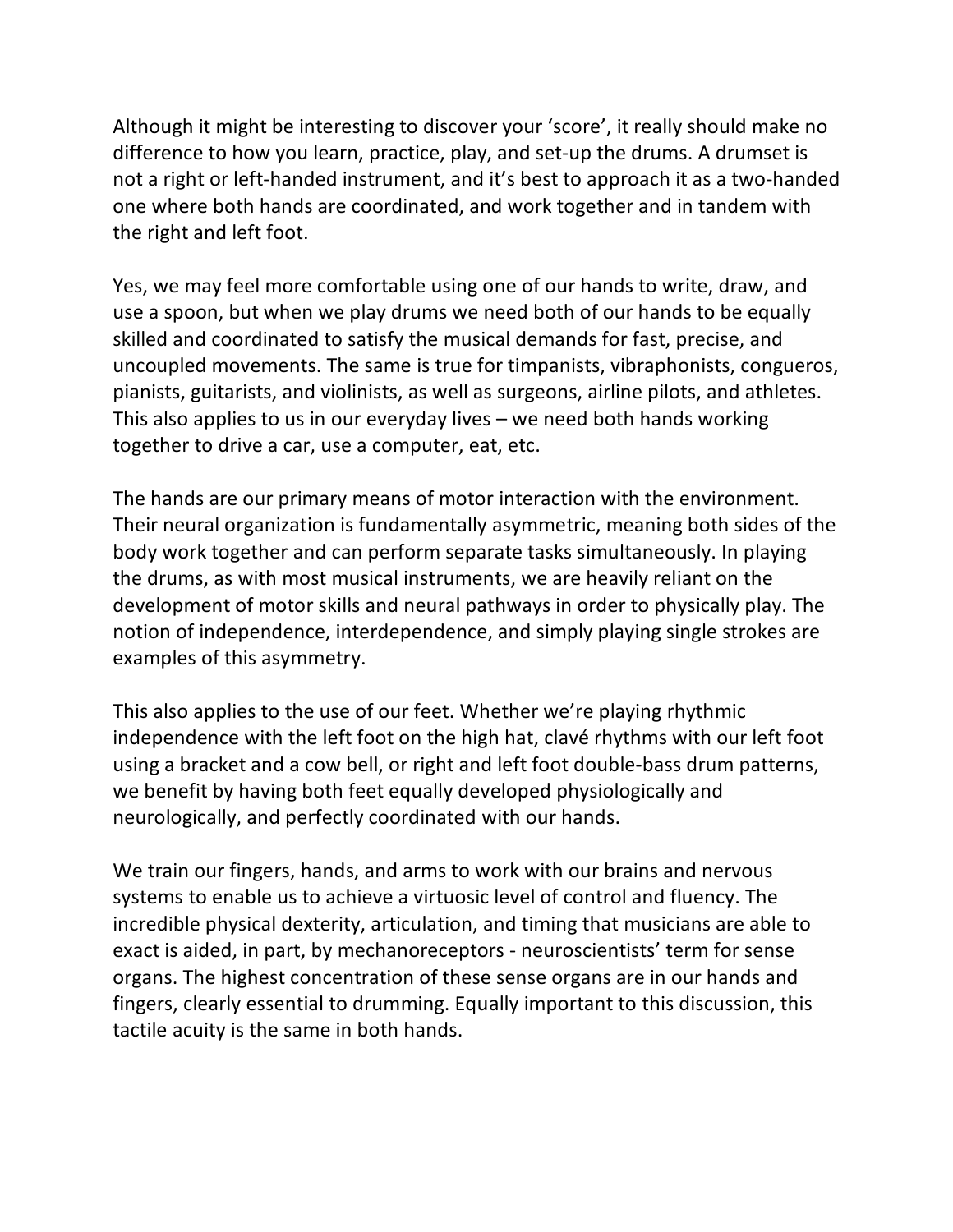Although it might be interesting to discover your ‘score’, it really should make no difference to how you learn, practice, play, and set-up the drums. A drumset is not a right or left-handed instrument, and it’s best to approach it as a two-handed one where both hands are coordinated, and work together and in tandem with the right and left foot.

Yes, we may feel more comfortable using one of our hands to write, draw, and use a spoon, but when we play drums we need both of our hands to be equally skilled and coordinated to satisfy the musical demands for fast, precise, and uncoupled movements. The same is true for timpanists, vibraphonists, congueros, pianists, guitarists, and violinists, as well as surgeons, airline pilots, and athletes. This also applies to us in our everyday lives – we need both hands working together to drive a car, use a computer, eat, etc.

The hands are our primary means of motor interaction with the environment. Their neural organization is fundamentally asymmetric, meaning both sides of the body work together and can perform separate tasks simultaneously. In playing the drums, as with most musical instruments, we are heavily reliant on the development of motor skills and neural pathways in order to physically play. The notion of independence, interdependence, and simply playing single strokes are examples of this asymmetry.

This also applies to the use of our feet. Whether we’re playing rhythmic independence with the left foot on the high hat, clavé rhythms with our left foot using a bracket and a cow bell, or right and left foot double-bass drum patterns, we benefit by having both feet equally developed physiologically and neurologically, and perfectly coordinated with our hands.

We train our fingers, hands, and arms to work with our brains and nervous systems to enable us to achieve a virtuosic level of control and fluency. The incredible physical dexterity, articulation, and timing that musicians are able to exact is aided, in part, by mechanoreceptors - neuroscientists’ term for sense organs. The highest concentration of these sense organs are in our hands and fingers, clearly essential to drumming. Equally important to this discussion, this tactile acuity is the same in both hands.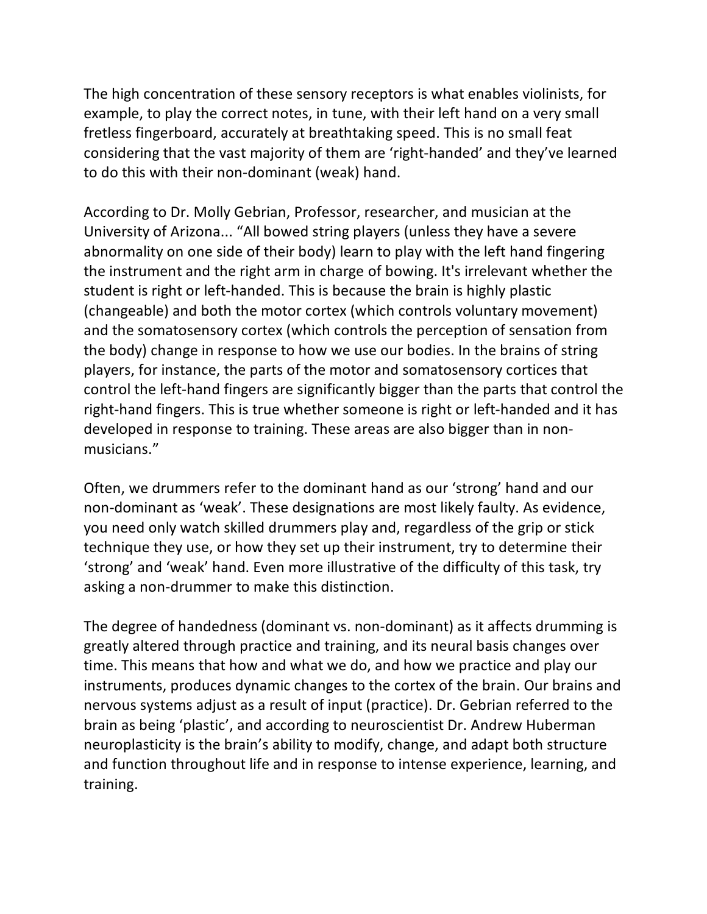The high concentration of these sensory receptors is what enables violinists, for example, to play the correct notes, in tune, with their left hand on a very small fretless fingerboard, accurately at breathtaking speed. This is no small feat considering that the vast majority of them are 'right-handed' and they've learned to do this with their non-dominant (weak) hand.

According to Dr. Molly Gebrian, Professor, researcher, and musician at the University of Arizona... "All bowed string players (unless they have a severe abnormality on one side of their body) learn to play with the left hand fingering the instrument and the right arm in charge of bowing. It's irrelevant whether the student is right or left-handed. This is because the brain is highly plastic (changeable) and both the motor cortex (which controls voluntary movement) and the somatosensory cortex (which controls the perception of sensation from the body) change in response to how we use our bodies. In the brains of string players, for instance, the parts of the motor and somatosensory cortices that control the left-hand fingers are significantly bigger than the parts that control the right-hand fingers. This is true whether someone is right or left-handed and it has developed in response to training. These areas are also bigger than in non-musicians."

Often, we drummers refer to the dominant hand as our 'strong' hand and our non-dominant as 'weak'. These designations are most likely faulty. As evidence, you need only watch skilled drummers play and, regardless of the grip or stick technique they use, or how they set up their instrument, try to determine their 'strong' and 'weak' hand. Even more illustrative of the difficulty of this task, try asking a non-drummer to make this distinction.

The degree of handedness (dominant vs. non-dominant) as it affects drumming is greatly altered through practice and training, and its neural basis changes over time. This means that how and what we do, and how we practice and play our instruments, produces dynamic changes to the cortex of the brain. Our brains and nervous systems adjust as a result of input (practice). Dr. Gebrian referred to the brain as being 'plastic', and according to neuroscientist Dr. Andrew Huberman neuroplasticity is the brain's ability to modify, change, and adapt both structure and function throughout life and in response to intense experience, learning, and training.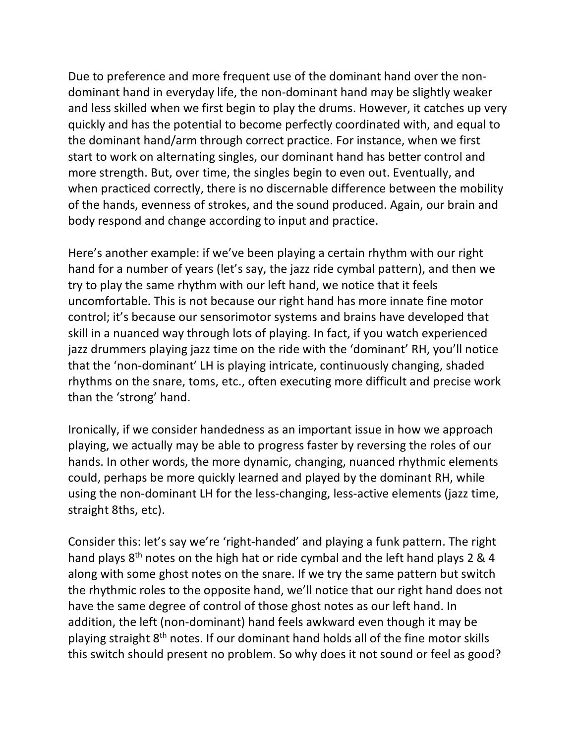Due to preference and more frequent use of the dominant hand over the non-dominant hand in everyday life, the non-dominant hand may be slightly weaker and less skilled when we first begin to play the drums. However, it catches up very quickly and has the potential to become perfectly coordinated with, and equal to the dominant hand/arm through correct practice. For instance, when we first start to work on alternating singles, our dominant hand has better control and more strength. But, over time, the singles begin to even out. Eventually, and when practiced correctly, there is no discernable difference between the mobility of the hands, evenness of strokes, and the sound produced. Again, our brain and body respond and change according to input and practice.

Here's another example: if we've been playing a certain rhythm with our right hand for a number of years (let's say, the jazz ride cymbal pattern), and then we try to play the same rhythm with our left hand, we notice that it feels uncomfortable. This is not because our right hand has more innate fine motor control; it's because our sensorimotor systems and brains have developed that skill in a nuanced way through lots of playing. In fact, if you watch experienced jazz drummers playing jazz time on the ride with the 'dominant' RH, you'll notice that the 'non-dominant' LH is playing intricate, continuously changing, shaded rhythms on the snare, toms, etc., often executing more difficult and precise work than the 'strong' hand.

Ironically, if we consider handedness as an important issue in how we approach playing, we actually may be able to progress faster by reversing the roles of our hands. In other words, the more dynamic, changing, nuanced rhythmic elements could, perhaps be more quickly learned and played by the dominant RH, while using the non-dominant LH for the less-changing, less-active elements (jazz time, straight 8ths, etc).

Consider this: let's say we're 'right-handed' and playing a funk pattern. The right hand plays 8th notes on the high hat or ride cymbal and the left hand plays 2 & 4 along with some ghost notes on the snare. If we try the same pattern but switch the rhythmic roles to the opposite hand, we'll notice that our right hand does not have the same degree of control of those ghost notes as our left hand. In addition, the left (non-dominant) hand feels awkward even though it may be playing straight 8th notes. If our dominant hand holds all of the fine motor skills this switch should present no problem. So why does it not sound or feel as good?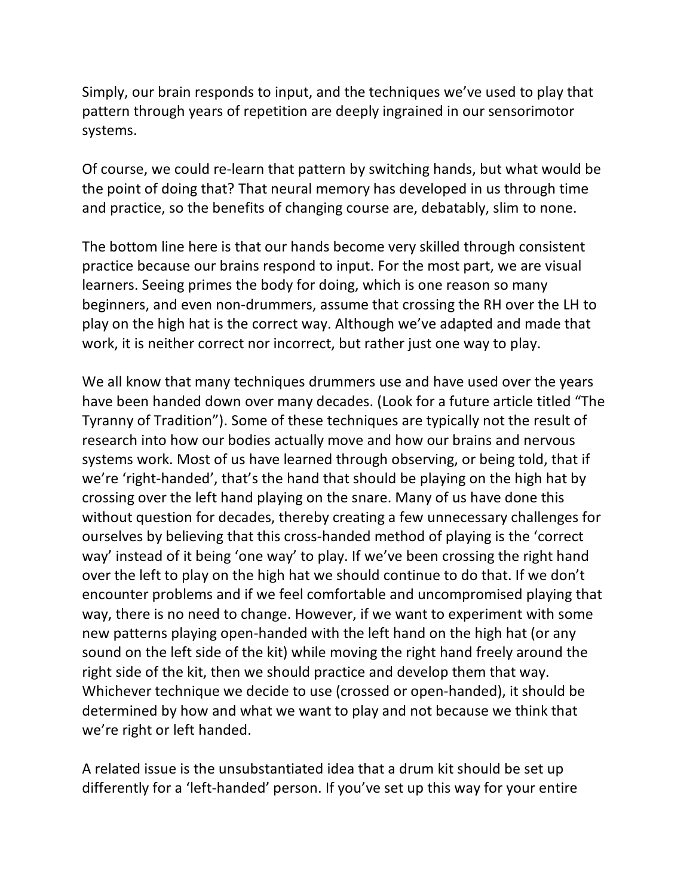Simply, our brain responds to input, and the techniques we've used to play that pattern through years of repetition are deeply ingrained in our sensorimotor systems.

Of course, we could re-learn that pattern by switching hands, but what would be the point of doing that? That neural memory has developed in us through time and practice, so the benefits of changing course are, debatably, slim to none.

The bottom line here is that our hands become very skilled through consistent practice because our brains respond to input. For the most part, we are visual learners. Seeing primes the body for doing, which is one reason so many beginners, and even non-drummers, assume that crossing the RH over the LH to play on the high hat is the correct way. Although we've adapted and made that work, it is neither correct nor incorrect, but rather just one way to play.

We all know that many techniques drummers use and have used over the years have been handed down over many decades. (Look for a future article titled "The Tyranny of Tradition"). Some of these techniques are typically not the result of research into how our bodies actually move and how our brains and nervous systems work. Most of us have learned through observing, or being told, that if we're 'right-handed', that's the hand that should be playing on the high hat by crossing over the left hand playing on the snare. Many of us have done this without question for decades, thereby creating a few unnecessary challenges for ourselves by believing that this cross-handed method of playing is the 'correct way' instead of it being 'one way' to play. If we've been crossing the right hand over the left to play on the high hat we should continue to do that. If we don't encounter problems and if we feel comfortable and uncompromised playing that way, there is no need to change. However, if we want to experiment with some new patterns playing open-handed with the left hand on the high hat (or any sound on the left side of the kit) while moving the right hand freely around the right side of the kit, then we should practice and develop them that way. Whichever technique we decide to use (crossed or open-handed), it should be determined by how and what we want to play and not because we think that we're right or left handed.

A related issue is the unsubstantiated idea that a drum kit should be set up differently for a 'left-handed' person. If you've set up this way for your entire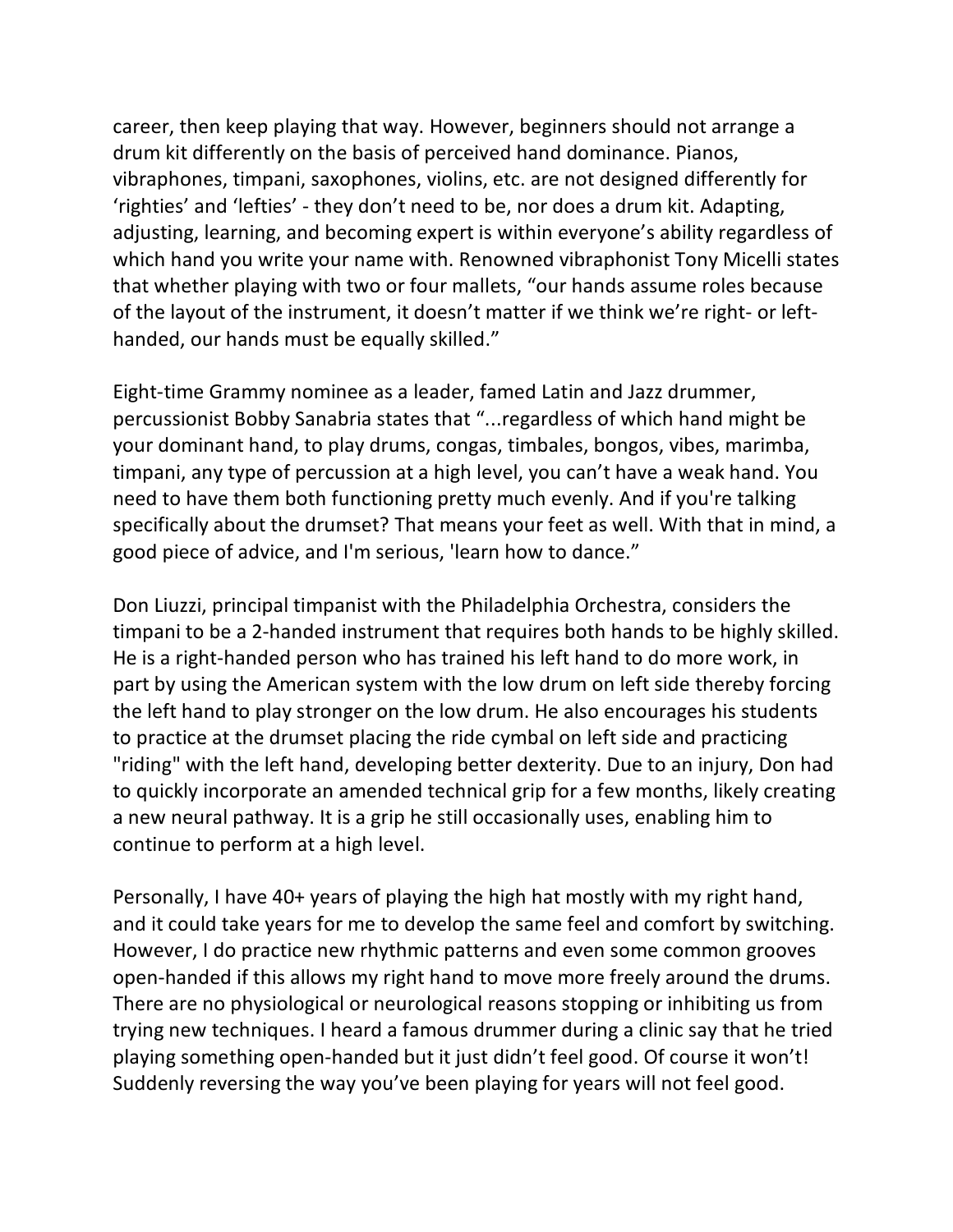career, then keep playing that way. However, beginners should not arrange a drum kit differently on the basis of perceived hand dominance. Pianos, vibraphones, timpani, saxophones, violins, etc. are not designed differently for 'righties' and 'lefties' - they don't need to be, nor does a drum kit. Adapting, adjusting, learning, and becoming expert is within everyone's ability regardless of which hand you write your name with. Renowned vibraphonist Tony Micelli states that whether playing with two or four mallets, "our hands assume roles because of the layout of the instrument, it doesn't matter if we think we're right- or left-handed, our hands must be equally skilled."

Eight-time Grammy nominee as a leader, famed Latin and Jazz drummer, percussionist Bobby Sanabria states that "...regardless of which hand might be your dominant hand, to play drums, congas, timbales, bongos, vibes, marimba, timpani, any type of percussion at a high level, you can't have a weak hand. You need to have them both functioning pretty much evenly. And if you're talking specifically about the drumset? That means your feet as well. With that in mind, a good piece of advice, and I'm serious, 'learn how to dance."

Don Liuzzi, principal timpanist with the Philadelphia Orchestra, considers the timpani to be a 2-handed instrument that requires both hands to be highly skilled. He is a right-handed person who has trained his left hand to do more work, in part by using the American system with the low drum on left side thereby forcing the left hand to play stronger on the low drum. He also encourages his students to practice at the drumset placing the ride cymbal on left side and practicing "riding" with the left hand, developing better dexterity. Due to an injury, Don had to quickly incorporate an amended technical grip for a few months, likely creating a new neural pathway. It is a grip he still occasionally uses, enabling him to continue to perform at a high level.

Personally, I have 40+ years of playing the high hat mostly with my right hand, and it could take years for me to develop the same feel and comfort by switching. However, I do practice new rhythmic patterns and even some common grooves open-handed if this allows my right hand to move more freely around the drums. There are no physiological or neurological reasons stopping or inhibiting us from trying new techniques. I heard a famous drummer during a clinic say that he tried playing something open-handed but it just didn't feel good. Of course it won't! Suddenly reversing the way you've been playing for years will not feel good.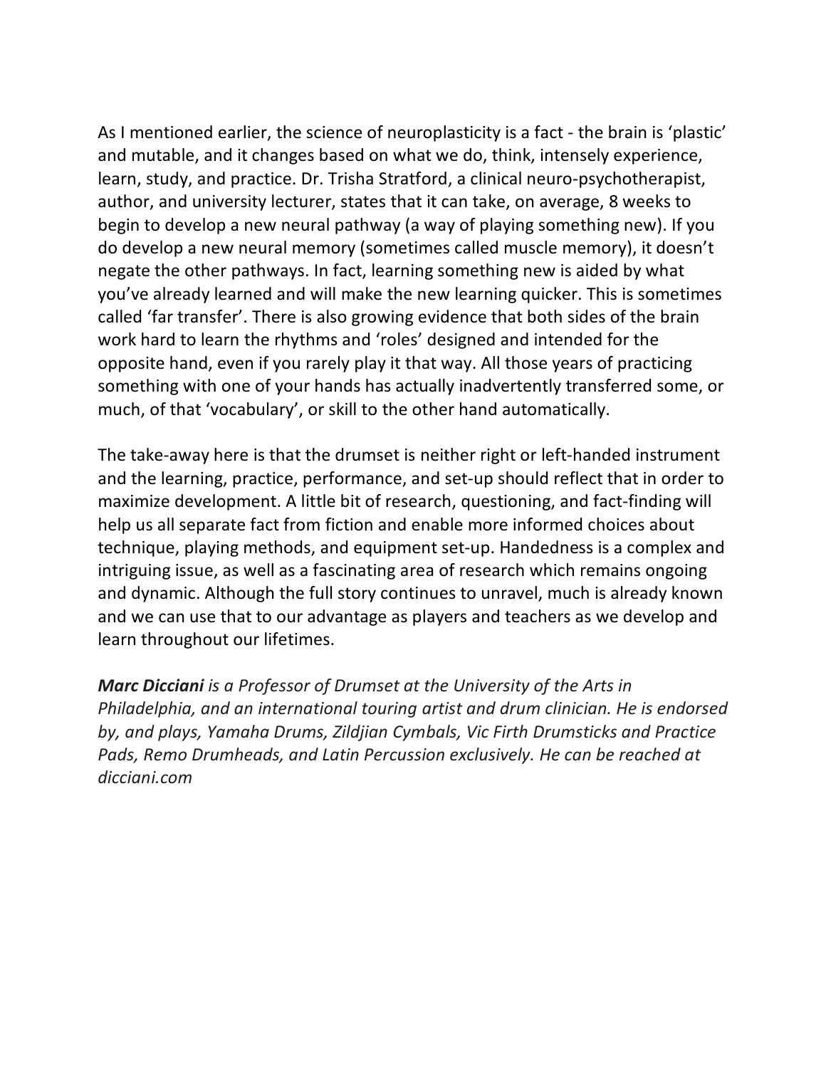As I mentioned earlier, the science of neuroplasticity is a fact - the brain is 'plastic' and mutable, and it changes based on what we do, think, intensely experience, learn, study, and practice. Dr. Trisha Stratford, a clinical neuro-psychotherapist, author, and university lecturer, states that it can take, on average, 8 weeks to begin to develop a new neural pathway (a way of playing something new). If you do develop a new neural memory (sometimes called muscle memory), it doesn't negate the other pathways. In fact, learning something new is aided by what you've already learned and will make the new learning quicker. This is sometimes called 'far transfer'. There is also growing evidence that both sides of the brain work hard to learn the rhythms and 'roles' designed and intended for the opposite hand, even if you rarely play it that way. All those years of practicing something with one of your hands has actually inadvertently transferred some, or much, of that 'vocabulary', or skill to the other hand automatically.

The take-away here is that the drumset is neither right or left-handed instrument and the learning, practice, performance, and set-up should reflect that in order to maximize development. A little bit of research, questioning, and fact-finding will help us all separate fact from fiction and enable more informed choices about technique, playing methods, and equipment set-up. Handedness is a complex and intriguing issue, as well as a fascinating area of research which remains ongoing and dynamic. Although the full story continues to unravel, much is already known and we can use that to our advantage as players and teachers as we develop and learn throughout our lifetimes.

***Marc Dicciani*** *is a Professor of Drumset at the University of the Arts in Philadelphia, and an international touring artist and drum clinician. He is endorsed by, and plays, Yamaha Drums, Zildjian Cymbals, Vic Firth Drumsticks and Practice Pads, Remo Drumheads, and Latin Percussion exclusively. He can be reached at dicciani.com*